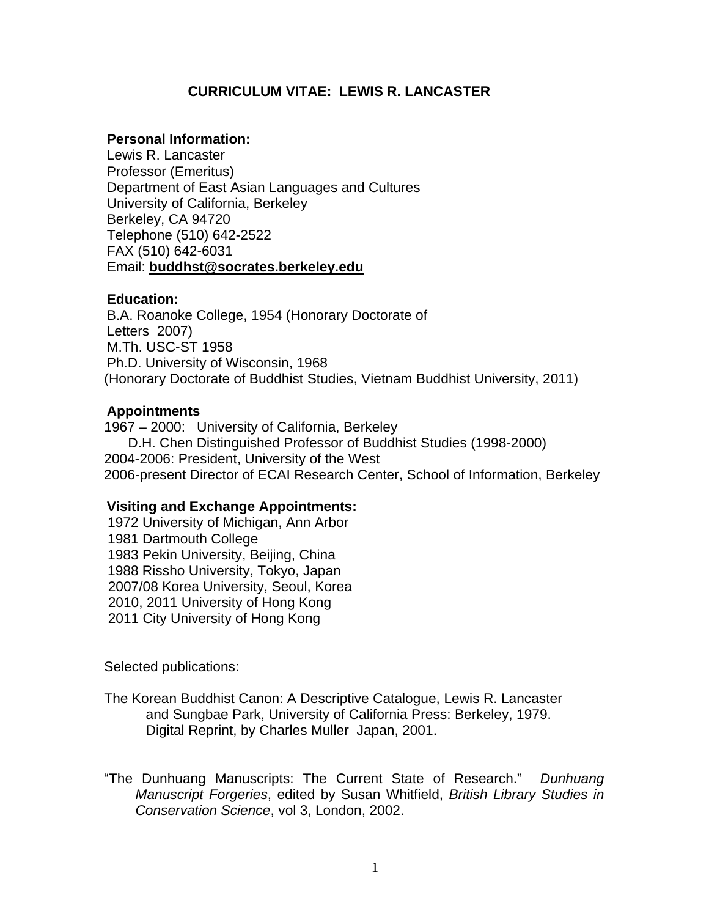# CURRICULUM VITAE: LEWIS R. LANCASTER

**Personal Information:**

Lewis R. Lancaster
Professor (Emeritus)
Department of East Asian Languages and Cultures
University of California, Berkeley
Berkeley, CA 94720
Telephone (510) 642-2522
FAX (510) 642-6031
Email: **buddhst@socrates.berkeley.edu**

**Education:**

B.A. Roanoke College, 1954 (Honorary Doctorate of Letters 2007)
M.Th. USC-ST 1958
Ph.D. University of Wisconsin, 1968
(Honorary Doctorate of Buddhist Studies, Vietnam Buddhist University, 2011)

**Appointments**

1967 – 2000: University of California, Berkeley
D.H. Chen Distinguished Professor of Buddhist Studies (1998-2000)
2004-2006: President, University of the West
2006-present Director of ECAI Research Center, School of Information, Berkeley

**Visiting and Exchange Appointments:**

1972 University of Michigan, Ann Arbor
1981 Dartmouth College
1983 Pekin University, Beijing, China
1988 Rissho University, Tokyo, Japan
2007/08 Korea University, Seoul, Korea
2010, 2011 University of Hong Kong
2011 City University of Hong Kong

Selected publications:

The Korean Buddhist Canon: A Descriptive Catalogue, Lewis R. Lancaster and Sungbae Park, University of California Press: Berkeley, 1979. Digital Reprint, by Charles Muller Japan, 2001.

"The Dunhuang Manuscripts: The Current State of Research." *Dunhuang Manuscript Forgeries*, edited by Susan Whitfield, *British Library Studies in Conservation Science*, vol 3, London, 2002.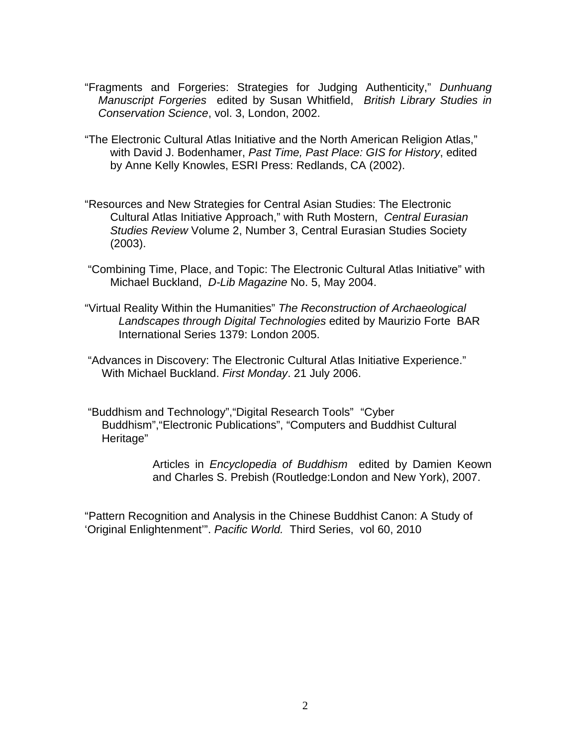"Fragments and Forgeries: Strategies for Judging Authenticity," *Dunhuang Manuscript Forgeries* edited by Susan Whitfield, *British Library Studies in Conservation Science*, vol. 3, London, 2002.

"The Electronic Cultural Atlas Initiative and the North American Religion Atlas," with David J. Bodenhamer, *Past Time, Past Place: GIS for History*, edited by Anne Kelly Knowles, ESRI Press: Redlands, CA (2002).

"Resources and New Strategies for Central Asian Studies: The Electronic Cultural Atlas Initiative Approach," with Ruth Mostern, *Central Eurasian Studies Review* Volume 2, Number 3, Central Eurasian Studies Society (2003).

"Combining Time, Place, and Topic: The Electronic Cultural Atlas Initiative" with Michael Buckland, *D-Lib Magazine* No. 5, May 2004.

"Virtual Reality Within the Humanities" *The Reconstruction of Archaeological Landscapes through Digital Technologies* edited by Maurizio Forte BAR International Series 1379: London 2005.

"Advances in Discovery: The Electronic Cultural Atlas Initiative Experience." With Michael Buckland. *First Monday*. 21 July 2006.

"Buddhism and Technology","Digital Research Tools" "Cyber Buddhism","Electronic Publications", "Computers and Buddhist Cultural Heritage"

Articles in *Encyclopedia of Buddhism* edited by Damien Keown and Charles S. Prebish (Routledge:London and New York), 2007.

"Pattern Recognition and Analysis in the Chinese Buddhist Canon: A Study of 'Original Enlightenment'". *Pacific World.* Third Series, vol 60, 2010